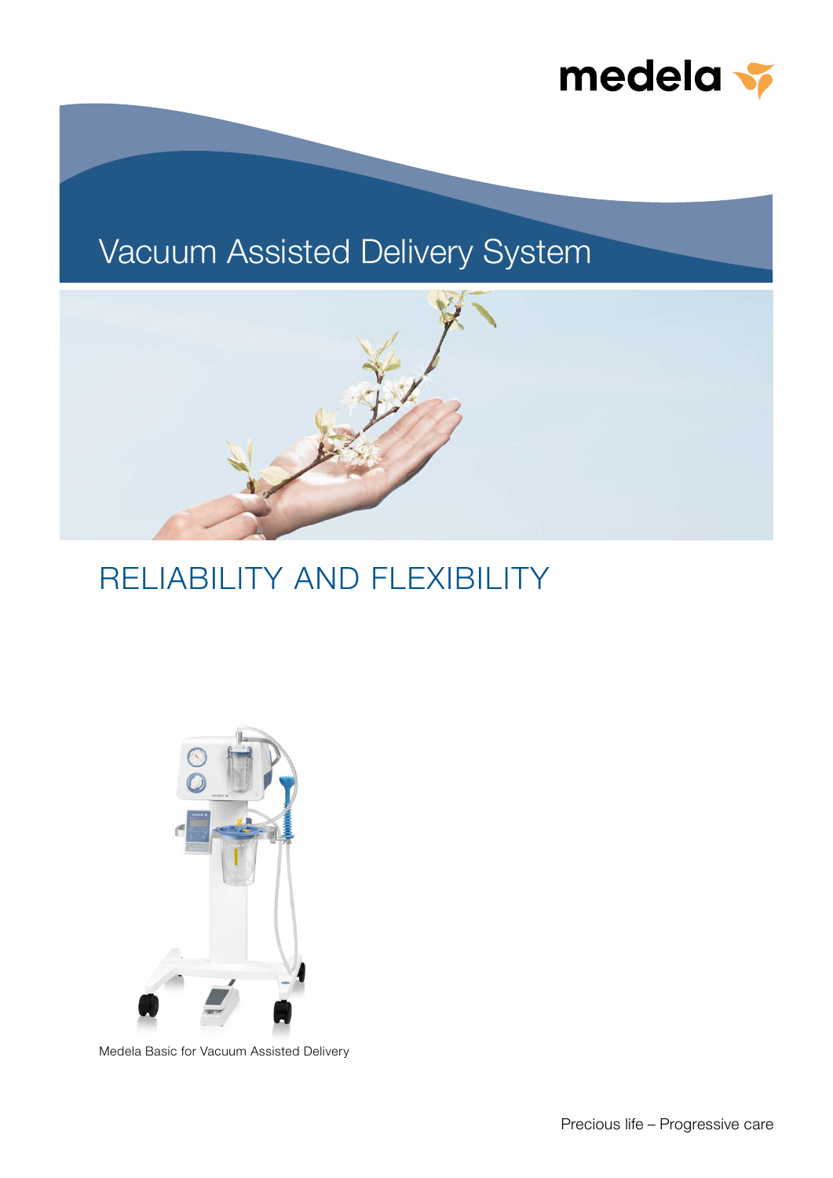medela

# Vacuum Assisted Delivery System

## RELIABILITY AND FLEXIBILITY

Medela Basic for Vacuum Assisted Delivery

Precious life – Progressive care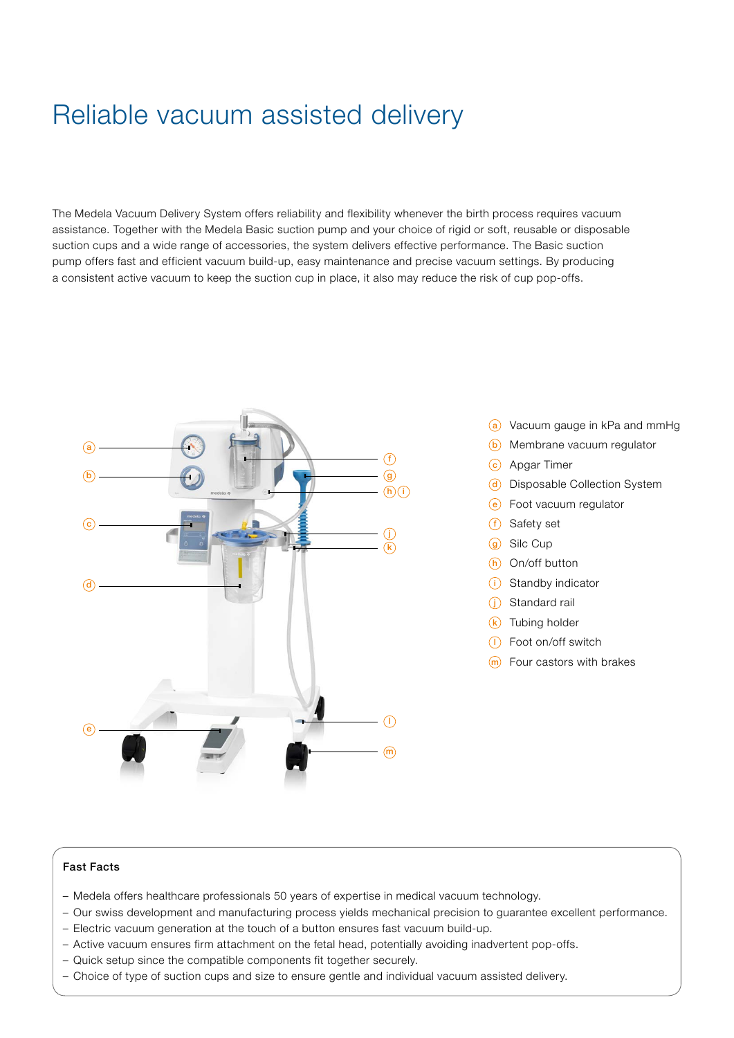# Reliable vacuum assisted delivery

The Medela Vacuum Delivery System offers reliability and flexibility whenever the birth process requires vacuum assistance. Together with the Medela Basic suction pump and your choice of rigid or soft, reusable or disposable suction cups and a wide range of accessories, the system delivers effective performance. The Basic suction pump offers fast and efficient vacuum build-up, easy maintenance and precise vacuum settings. By producing a consistent active vacuum to keep the suction cup in place, it also may reduce the risk of cup pop-offs.

- (a) Vacuum gauge in kPa and mmHg
- (b) Membrane vacuum regulator
- (c) Apgar Timer
- (d) Disposable Collection System
- (e) Foot vacuum regulator
- (f) Safety set
- (g) Silc Cup
- (h) On/off button
- (i) Standby indicator
- (j) Standard rail
- (k) Tubing holder
- (l) Foot on/off switch
- (m) Four castors with brakes

**Fast Facts**

- Medela offers healthcare professionals 50 years of expertise in medical vacuum technology.
- Our swiss development and manufacturing process yields mechanical precision to guarantee excellent performance.
- Electric vacuum generation at the touch of a button ensures fast vacuum build-up.
- Active vacuum ensures firm attachment on the fetal head, potentially avoiding inadvertent pop-offs.
- Quick setup since the compatible components fit together securely.
- Choice of type of suction cups and size to ensure gentle and individual vacuum assisted delivery.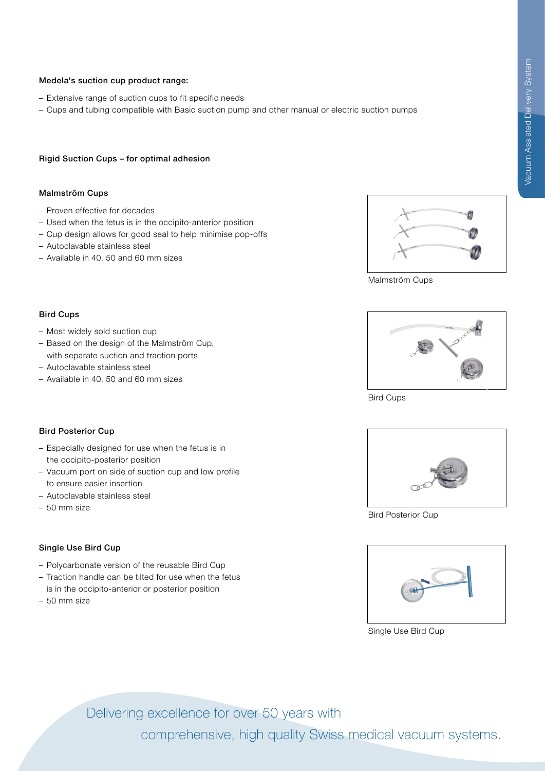**Medela's suction cup product range:**

- Extensive range of suction cups to fit specific needs
- Cups and tubing compatible with Basic suction pump and other manual or electric suction pumps

**Rigid Suction Cups – for optimal adhesion**

**Malmström Cups**

- Proven effective for decades
- Used when the fetus is in the occipito-anterior position
- Cup design allows for good seal to help minimise pop-offs
- Autoclavable stainless steel
- Available in 40, 50 and 60 mm sizes

Malmström Cups

**Bird Cups**

- Most widely sold suction cup
- Based on the design of the Malmström Cup, with separate suction and traction ports
- Autoclavable stainless steel
- Available in 40, 50 and 60 mm sizes

Bird Cups

**Bird Posterior Cup**

- Especially designed for use when the fetus is in the occipito-posterior position
- Vacuum port on side of suction cup and low profile to ensure easier insertion
- Autoclavable stainless steel
- 50 mm size

Bird Posterior Cup

**Single Use Bird Cup**

- Polycarbonate version of the reusable Bird Cup
- Traction handle can be tilted for use when the fetus is in the occipito-anterior or posterior position
- 50 mm size

Single Use Bird Cup

Delivering excellence for over 50 years with comprehensive, high quality Swiss medical vacuum systems.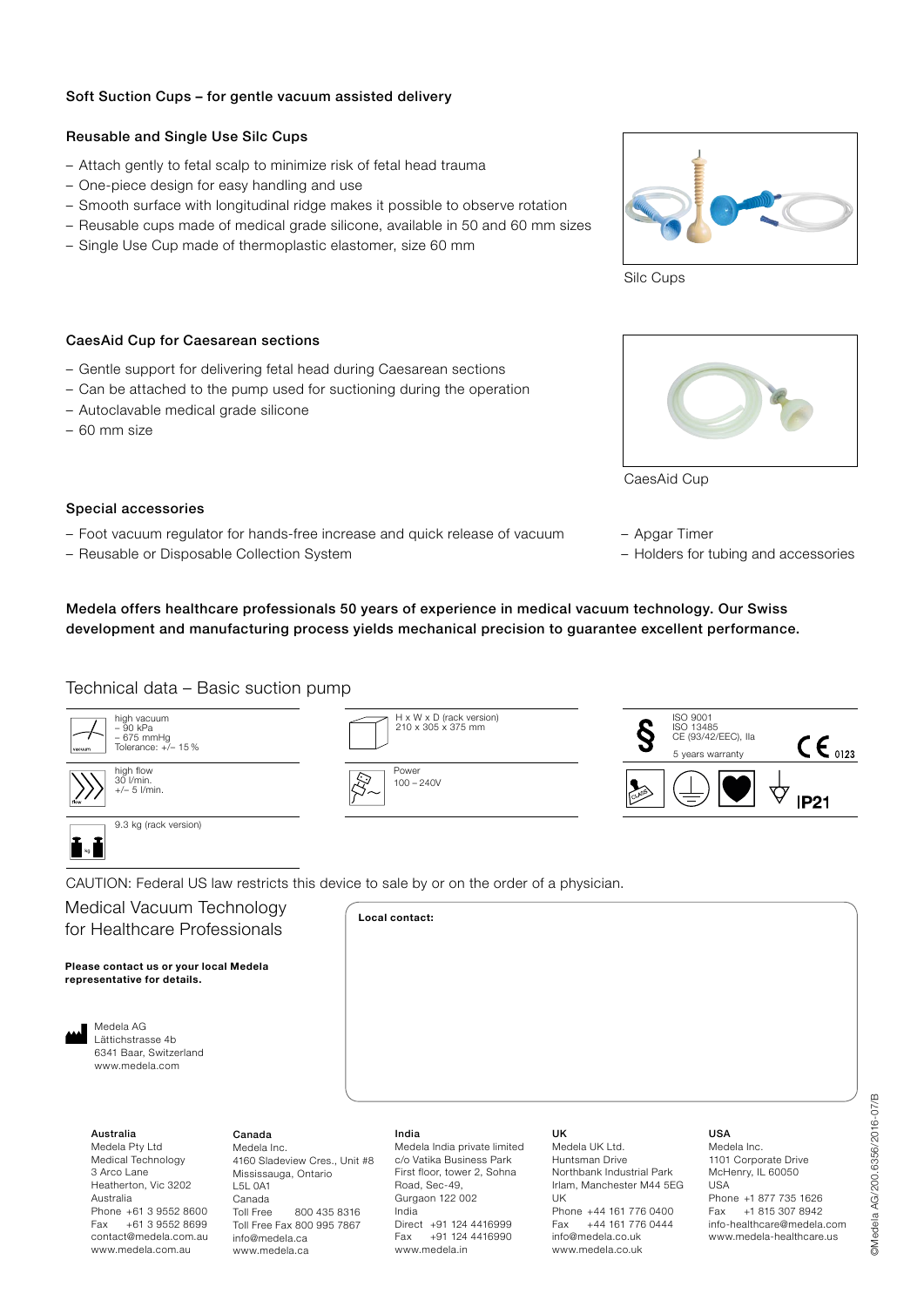### Soft Suction Cups – for gentle vacuum assisted delivery

#### Reusable and Single Use Silc Cups

- Attach gently to fetal scalp to minimize risk of fetal head trauma
- One-piece design for easy handling and use
- Smooth surface with longitudinal ridge makes it possible to observe rotation
- Reusable cups made of medical grade silicone, available in 50 and 60 mm sizes
- Single Use Cup made of thermoplastic elastomer, size 60 mm

Silc Cups

#### CaesAid Cup for Caesarean sections

- Gentle support for delivering fetal head during Caesarean sections
- Can be attached to the pump used for suctioning during the operation
- Autoclavable medical grade silicone
- 60 mm size

CaesAid Cup

#### Special accessories

- Foot vacuum regulator for hands-free increase and quick release of vacuum
- Reusable or Disposable Collection System
- Apgar Timer
- Holders for tubing and accessories

**Medela offers healthcare professionals 50 years of experience in medical vacuum technology. Our Swiss development and manufacturing process yields mechanical precision to guarantee excellent performance.**

## Technical data – Basic suction pump

high vacuum
– 90 kPa
– 675 mmHg
Tolerance: +/– 15 %

high flow
30 l/min.
+/– 5 l/min.

9.3 kg (rack version)

H x W x D (rack version)
210 x 305 x 375 mm

Power
100 – 240V

ISO 9001
ISO 13485
CE (93/42/EEC), IIa

5 years warranty

CE 0123

IP21

CAUTION: Federal US law restricts this device to sale by or on the order of a physician.

## Medical Vacuum Technology for Healthcare Professionals

**Please contact us or your local Medela representative for details.**

Medela AG
Lättichstrasse 4b
6341 Baar, Switzerland
www.medela.com

**Local contact:**

**Australia**
Medela Pty Ltd
Medical Technology
3 Arco Lane
Heatherton, Vic 3202
Australia
Phone +61 3 9552 8600
Fax +61 3 9552 8699
contact@medela.com.au
www.medela.com.au

**Canada**
Medela Inc.
4160 Sladeview Cres., Unit #8
Mississauga, Ontario
L5L 0A1
Canada
Toll Free 800 435 8316
Toll Free Fax 800 995 7867
info@medela.ca
www.medela.ca

**India**
Medela India private limited
c/o Vatika Business Park
First floor, tower 2, Sohna
Road, Sec-49,
Gurgaon 122 002
India
Direct +91 124 4416999
Fax +91 124 4416990
www.medela.in

**UK**
Medela UK Ltd.
Huntsman Drive
Northbank Industrial Park
Irlam, Manchester M44 5EG
UK
Phone +44 161 776 0400
Fax +44 161 776 0444
info@medela.co.uk
www.medela.co.uk

**USA**
Medela Inc.
1101 Corporate Drive
McHenry, IL 60050
USA
Phone +1 877 735 1626
Fax +1 815 307 8942
info-healthcare@medela.com
www.medela-healthcare.us

©Medela AG/200.6356/2016-07/B